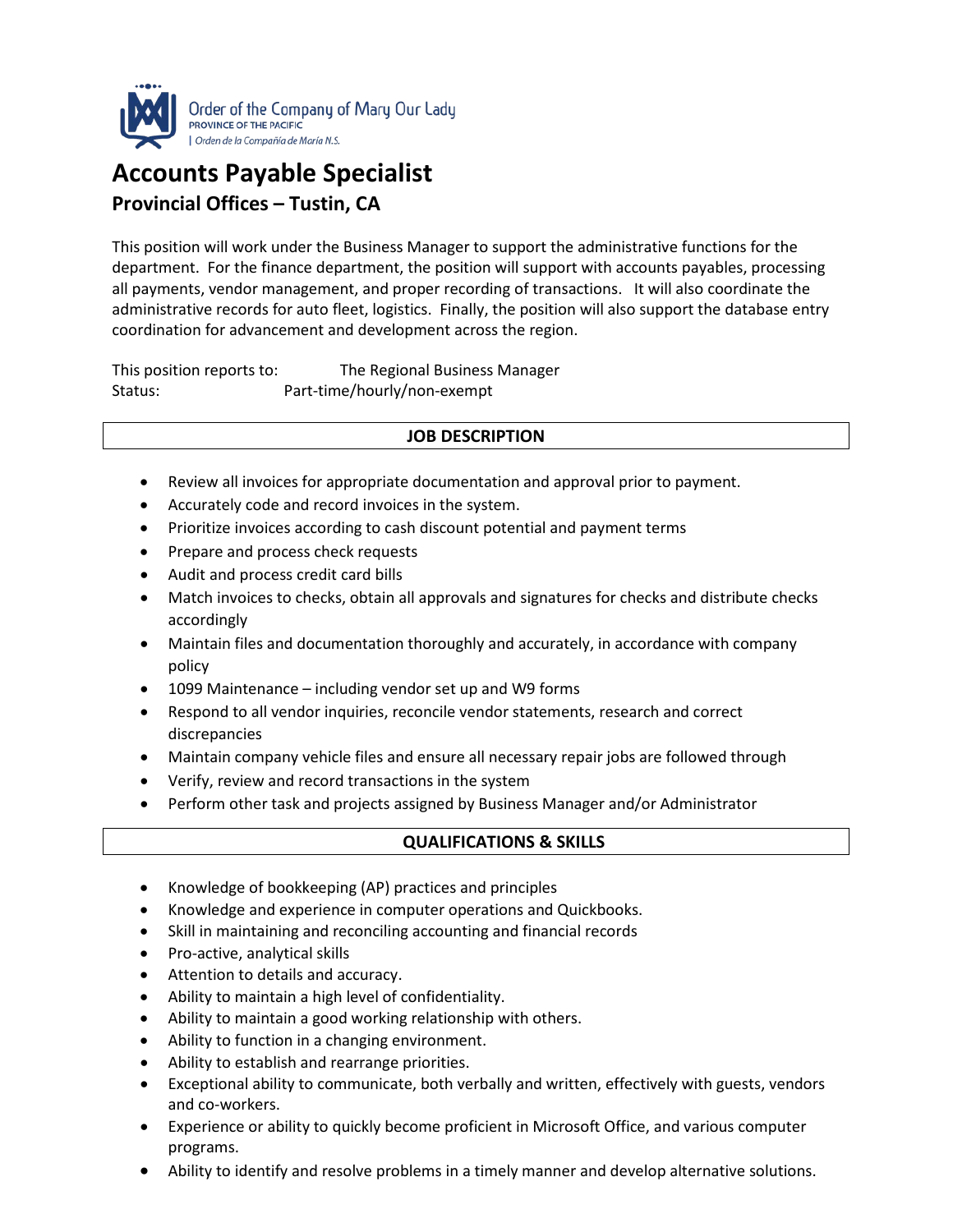Order of the Company of Mary Our Lady
PROVINCE OF THE PACIFIC
| Orden de la Compañía de María N.S.

# Accounts Payable Specialist

## Provincial Offices – Tustin, CA

This position will work under the Business Manager to support the administrative functions for the department. For the finance department, the position will support with accounts payables, processing all payments, vendor management, and proper recording of transactions. It will also coordinate the administrative records for auto fleet, logistics. Finally, the position will also support the database entry coordination for advancement and development across the region.

This position reports to: The Regional Business Manager
Status: Part-time/hourly/non-exempt

## JOB DESCRIPTION

- Review all invoices for appropriate documentation and approval prior to payment.
- Accurately code and record invoices in the system.
- Prioritize invoices according to cash discount potential and payment terms
- Prepare and process check requests
- Audit and process credit card bills
- Match invoices to checks, obtain all approvals and signatures for checks and distribute checks accordingly
- Maintain files and documentation thoroughly and accurately, in accordance with company policy
- 1099 Maintenance – including vendor set up and W9 forms
- Respond to all vendor inquiries, reconcile vendor statements, research and correct discrepancies
- Maintain company vehicle files and ensure all necessary repair jobs are followed through
- Verify, review and record transactions in the system
- Perform other task and projects assigned by Business Manager and/or Administrator

## QUALIFICATIONS & SKILLS

- Knowledge of bookkeeping (AP) practices and principles
- Knowledge and experience in computer operations and Quickbooks.
- Skill in maintaining and reconciling accounting and financial records
- Pro-active, analytical skills
- Attention to details and accuracy.
- Ability to maintain a high level of confidentiality.
- Ability to maintain a good working relationship with others.
- Ability to function in a changing environment.
- Ability to establish and rearrange priorities.
- Exceptional ability to communicate, both verbally and written, effectively with guests, vendors and co-workers.
- Experience or ability to quickly become proficient in Microsoft Office, and various computer programs.
- Ability to identify and resolve problems in a timely manner and develop alternative solutions.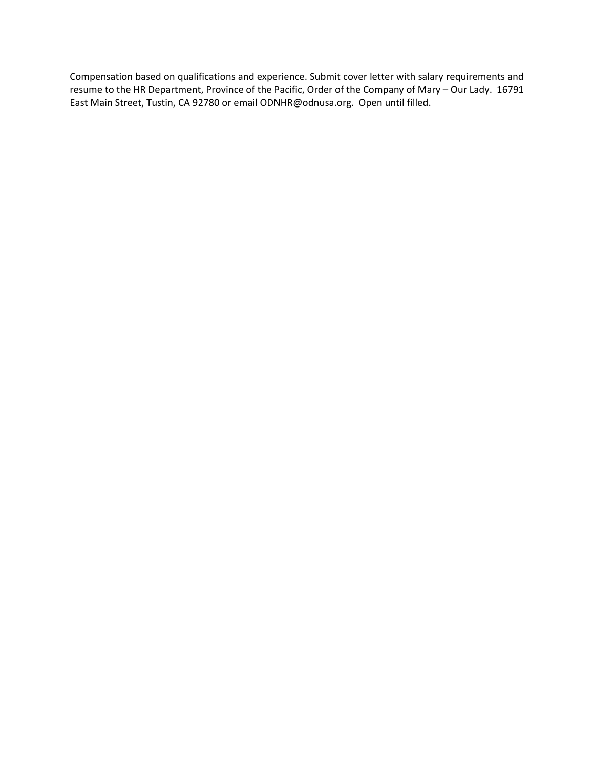Compensation based on qualifications and experience. Submit cover letter with salary requirements and resume to the HR Department, Province of the Pacific, Order of the Company of Mary – Our Lady. 16791 East Main Street, Tustin, CA 92780 or email ODNHR@odnusa.org. Open until filled.